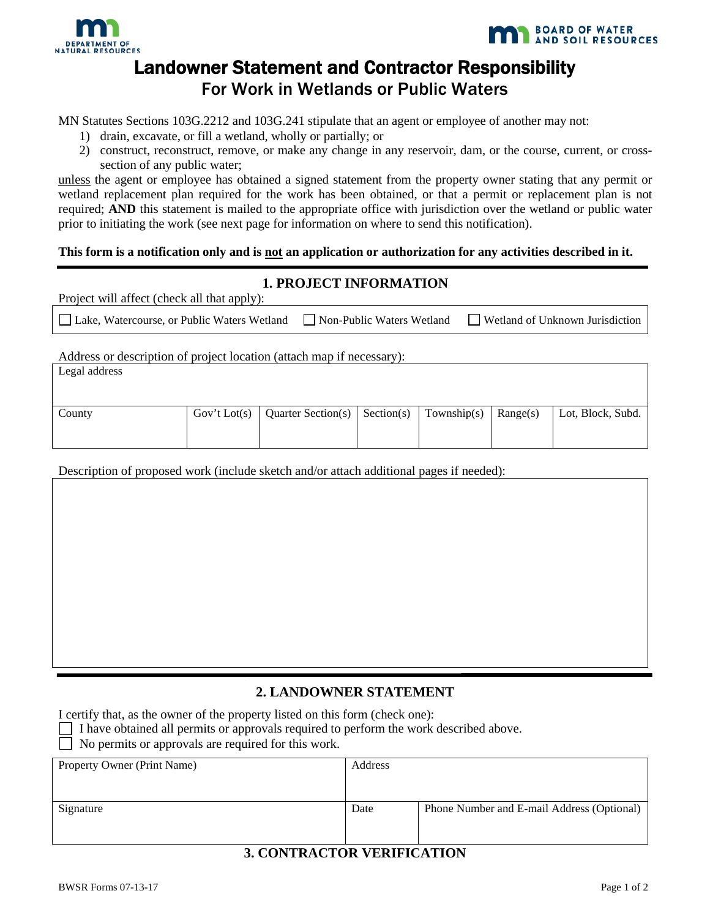# Landowner Statement and Contractor Responsibility

## For Work in Wetlands or Public Waters

MN Statutes Sections 103G.2212 and 103G.241 stipulate that an agent or employee of another may not:

1) drain, excavate, or fill a wetland, wholly or partially; or
2) construct, reconstruct, remove, or make any change in any reservoir, dam, or the course, current, or cross-section of any public water;

unless the agent or employee has obtained a signed statement from the property owner stating that any permit or wetland replacement plan required for the work has been obtained, or that a permit or replacement plan is not required; **AND** this statement is mailed to the appropriate office with jurisdiction over the wetland or public water prior to initiating the work (see next page for information on where to send this notification).

**This form is a notification only and is not an authorization for any activities described in it.**

### 1. PROJECT INFORMATION

Project will affect (check all that apply):

☐ Lake, Watercourse, or Public Waters Wetland ☐ Non-Public Waters Wetland ☐ Wetland of Unknown Jurisdiction

Address or description of project location (attach map if necessary):

| Legal address | | | | | | |
|---|---|---|---|---|---|---|
| County | Gov't Lot(s) | Quarter Section(s) | Section(s) | Township(s) | Range(s) | Lot, Block, Subd. |
| | | | | | | |

Description of proposed work (include sketch and/or attach additional pages if needed):

### 2. LANDOWNER STATEMENT

I certify that, as the owner of the property listed on this form (check one):

☐ I have obtained all permits or approvals required to perform the work described above.

☐ No permits or approvals are required for this work.

| Property Owner (Print Name) | Address | |
|---|---|---|
| Signature | Date | Phone Number and E-mail Address (Optional) |
| | | |

### 3. CONTRACTOR VERIFICATION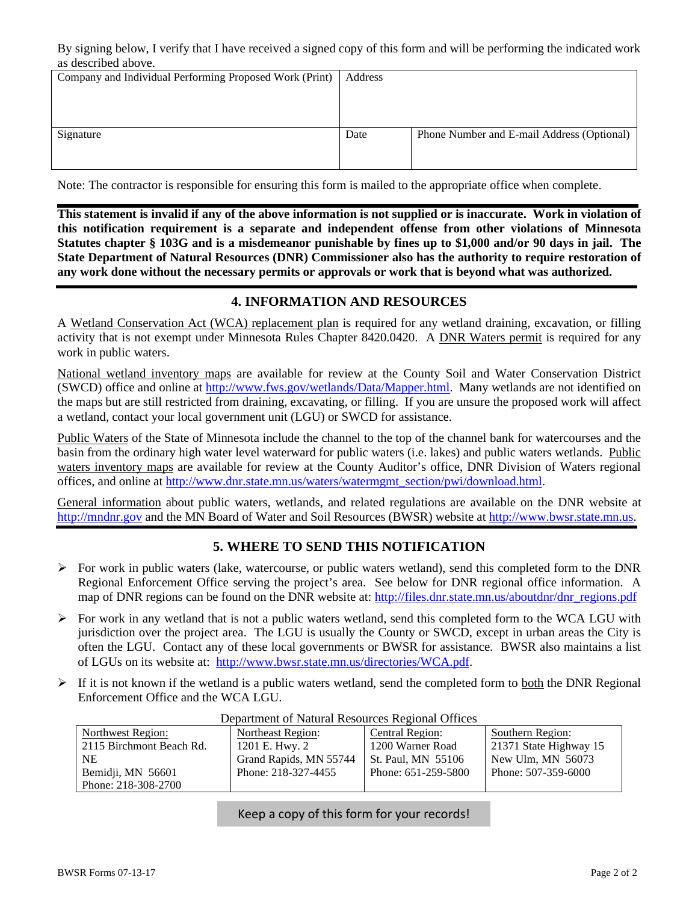By signing below, I verify that I have received a signed copy of this form and will be performing the indicated work as described above.

| Company and Individual Performing Proposed Work (Print) | Address | |
|---|---|---|
| | | |
| Signature | Date | Phone Number and E-mail Address (Optional) |
| | | |

Note: The contractor is responsible for ensuring this form is mailed to the appropriate office when complete.

**This statement is invalid if any of the above information is not supplied or is inaccurate. Work in violation of this notification requirement is a separate and independent offense from other violations of Minnesota Statutes chapter § 103G and is a misdemeanor punishable by fines up to $1,000 and/or 90 days in jail. The State Department of Natural Resources (DNR) Commissioner also has the authority to require restoration of any work done without the necessary permits or approvals or work that is beyond what was authorized.**

## 4. INFORMATION AND RESOURCES

A Wetland Conservation Act (WCA) replacement plan is required for any wetland draining, excavation, or filling activity that is not exempt under Minnesota Rules Chapter 8420.0420. A DNR Waters permit is required for any work in public waters.

National wetland inventory maps are available for review at the County Soil and Water Conservation District (SWCD) office and online at http://www.fws.gov/wetlands/Data/Mapper.html. Many wetlands are not identified on the maps but are still restricted from draining, excavating, or filling. If you are unsure the proposed work will affect a wetland, contact your local government unit (LGU) or SWCD for assistance.

Public Waters of the State of Minnesota include the channel to the top of the channel bank for watercourses and the basin from the ordinary high water level waterward for public waters (i.e. lakes) and public waters wetlands. Public waters inventory maps are available for review at the County Auditor's office, DNR Division of Waters regional offices, and online at http://www.dnr.state.mn.us/waters/watermgmt_section/pwi/download.html.

General information about public waters, wetlands, and related regulations are available on the DNR website at http://mndnr.gov and the MN Board of Water and Soil Resources (BWSR) website at http://www.bwsr.state.mn.us.

## 5. WHERE TO SEND THIS NOTIFICATION

- For work in public waters (lake, watercourse, or public waters wetland), send this completed form to the DNR Regional Enforcement Office serving the project's area. See below for DNR regional office information. A map of DNR regions can be found on the DNR website at: http://files.dnr.state.mn.us/aboutdnr/dnr_regions.pdf
- For work in any wetland that is not a public waters wetland, send this completed form to the WCA LGU with jurisdiction over the project area. The LGU is usually the County or SWCD, except in urban areas the City is often the LGU. Contact any of these local governments or BWSR for assistance. BWSR also maintains a list of LGUs on its website at: http://www.bwsr.state.mn.us/directories/WCA.pdf.
- If it is not known if the wetland is a public waters wetland, send the completed form to both the DNR Regional Enforcement Office and the WCA LGU.

Department of Natural Resources Regional Offices

| Northwest Region: | Northeast Region: | Central Region: | Southern Region: |
|---|---|---|---|
| 2115 Birchmont Beach Rd. NE | 1201 E. Hwy. 2 | 1200 Warner Road | 21371 State Highway 15 |
| Bemidji, MN 56601 | Grand Rapids, MN 55744 | St. Paul, MN 55106 | New Ulm, MN 56073 |
| Phone: 218-308-2700 | Phone: 218-327-4455 | Phone: 651-259-5800 | Phone: 507-359-6000 |

Keep a copy of this form for your records!

BWSR Forms 07-13-17